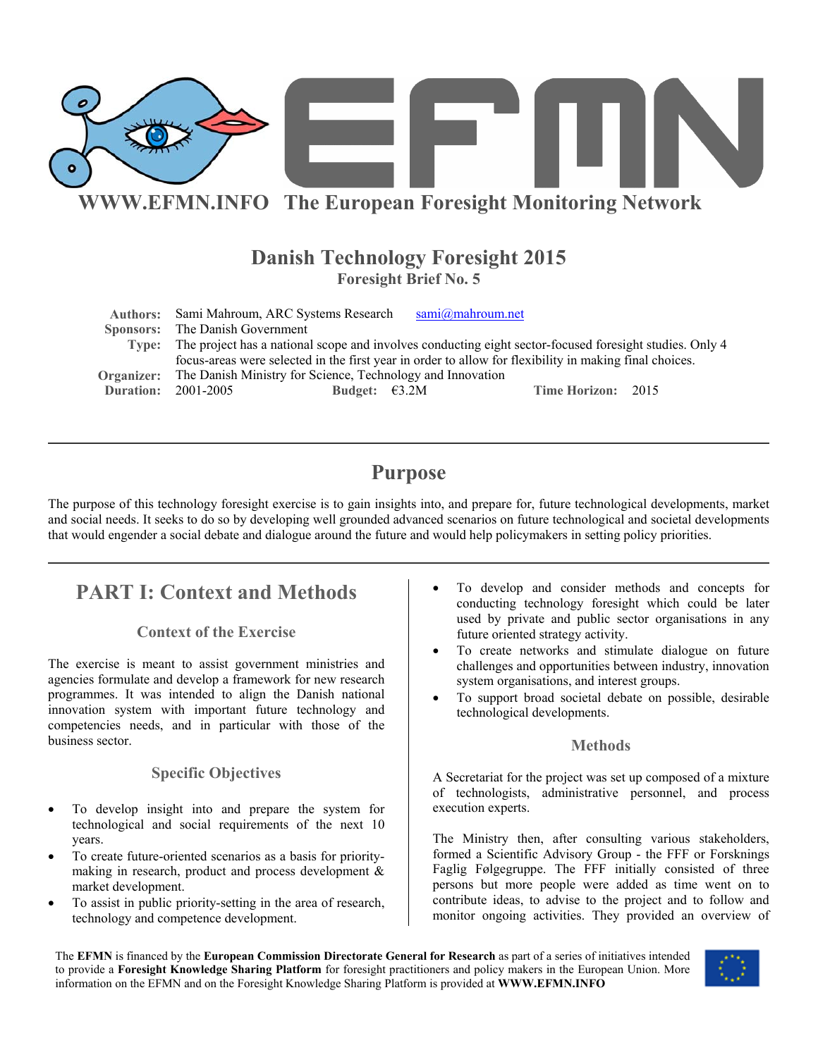WWW.EFMN.INFO The European Foresight Monitoring Network

# Danish Technology Foresight 2015

**Foresight Brief No. 5**

**Authors:** Sami Mahroum, ARC Systems Research sami@mahroum.net
**Sponsors:** The Danish Government
**Type:** The project has a national scope and involves conducting eight sector-focused foresight studies. Only 4 focus-areas were selected in the first year in order to allow for flexibility in making final choices.
**Organizer:** The Danish Ministry for Science, Technology and Innovation
**Duration:** 2001-2005 **Budget:** €3.2M **Time Horizon:** 2015

## Purpose

The purpose of this technology foresight exercise is to gain insights into, and prepare for, future technological developments, market and social needs. It seeks to do so by developing well grounded advanced scenarios on future technological and societal developments that would engender a social debate and dialogue around the future and would help policymakers in setting policy priorities.

## PART I: Context and Methods

### Context of the Exercise

The exercise is meant to assist government ministries and agencies formulate and develop a framework for new research programmes. It was intended to align the Danish national innovation system with important future technology and competencies needs, and in particular with those of the business sector.

### Specific Objectives

- To develop insight into and prepare the system for technological and social requirements of the next 10 years.
- To create future-oriented scenarios as a basis for priority-making in research, product and process development & market development.
- To assist in public priority-setting in the area of research, technology and competence development.
- To develop and consider methods and concepts for conducting technology foresight which could be later used by private and public sector organisations in any future oriented strategy activity.
- To create networks and stimulate dialogue on future challenges and opportunities between industry, innovation system organisations, and interest groups.
- To support broad societal debate on possible, desirable technological developments.

### Methods

A Secretariat for the project was set up composed of a mixture of technologists, administrative personnel, and process execution experts.

The Ministry then, after consulting various stakeholders, formed a Scientific Advisory Group - the FFF or Forsknings Faglig Følgegruppe. The FFF initially consisted of three persons but more people were added as time went on to contribute ideas, to advise to the project and to follow and monitor ongoing activities. They provided an overview of

The **EFMN** is financed by the **European Commission Directorate General for Research** as part of a series of initiatives intended to provide a **Foresight Knowledge Sharing Platform** for foresight practitioners and policy makers in the European Union. More information on the EFMN and on the Foresight Knowledge Sharing Platform is provided at **WWW.EFMN.INFO**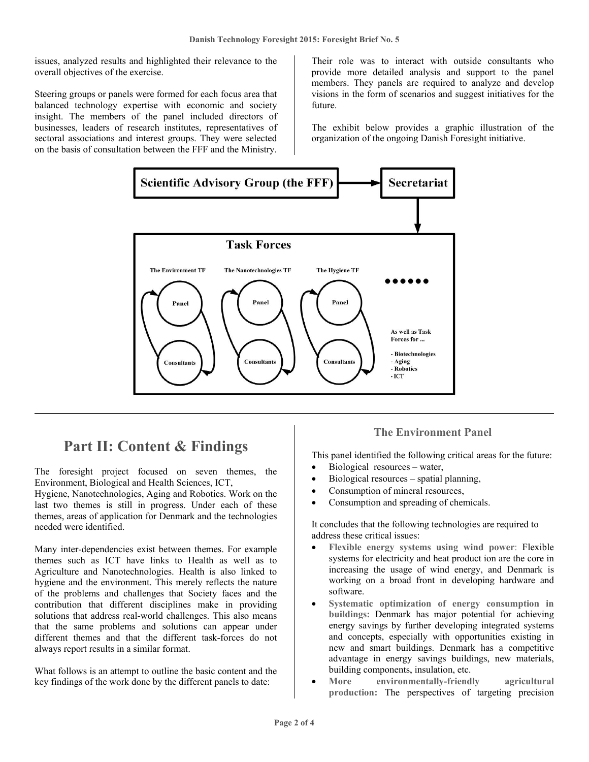issues, analyzed results and highlighted their relevance to the overall objectives of the exercise.

Steering groups or panels were formed for each focus area that balanced technology expertise with economic and society insight. The members of the panel included directors of businesses, leaders of research institutes, representatives of sectoral associations and interest groups. They were selected on the basis of consultation between the FFF and the Ministry.

Their role was to interact with outside consultants who provide more detailed analysis and support to the panel members. They panels are required to analyze and develop visions in the form of scenarios and suggest initiatives for the future.

The exhibit below provides a graphic illustration of the organization of the ongoing Danish Foresight initiative.

**Scientific Advisory Group (the FFF)** → **Secretariat**

**Task Forces**

- The Environment TF: Panel ⇄ Consultants
- The Nanotechnologies TF: Panel ⇄ Consultants
- The Hygiene TF: Panel ⇄ Consultants
- ●●●●●●

As well as Task Forces for ...

- Biotechnologies
- Aging
- Robotics
- ICT

## Part II: Content & Findings

The foresight project focused on seven themes, the Environment, Biological and Health Sciences, ICT, Hygiene, Nanotechnologies, Aging and Robotics. Work on the last two themes is still in progress. Under each of these themes, areas of application for Denmark and the technologies needed were identified.

Many inter-dependencies exist between themes. For example themes such as ICT have links to Health as well as to Agriculture and Nanotechnologies. Health is also linked to hygiene and the environment. This merely reflects the nature of the problems and challenges that Society faces and the contribution that different disciplines make in providing solutions that address real-world challenges. This also means that the same problems and solutions can appear under different themes and that the different task-forces do not always report results in a similar format.

What follows is an attempt to outline the basic content and the key findings of the work done by the different panels to date:

### The Environment Panel

This panel identified the following critical areas for the future:

- Biological resources – water,
- Biological resources – spatial planning,
- Consumption of mineral resources,
- Consumption and spreading of chemicals.

It concludes that the following technologies are required to address these critical issues:

- **Flexible energy systems using wind power**: Flexible systems for electricity and heat product ion are the core in increasing the usage of wind energy, and Denmark is working on a broad front in developing hardware and software.
- **Systematic optimization of energy consumption in buildings:** Denmark has major potential for achieving energy savings by further developing integrated systems and concepts, especially with opportunities existing in new and smart buildings. Denmark has a competitive advantage in energy savings buildings, new materials, building components, insulation, etc.
- **More environmentally-friendly agricultural production:** The perspectives of targeting precision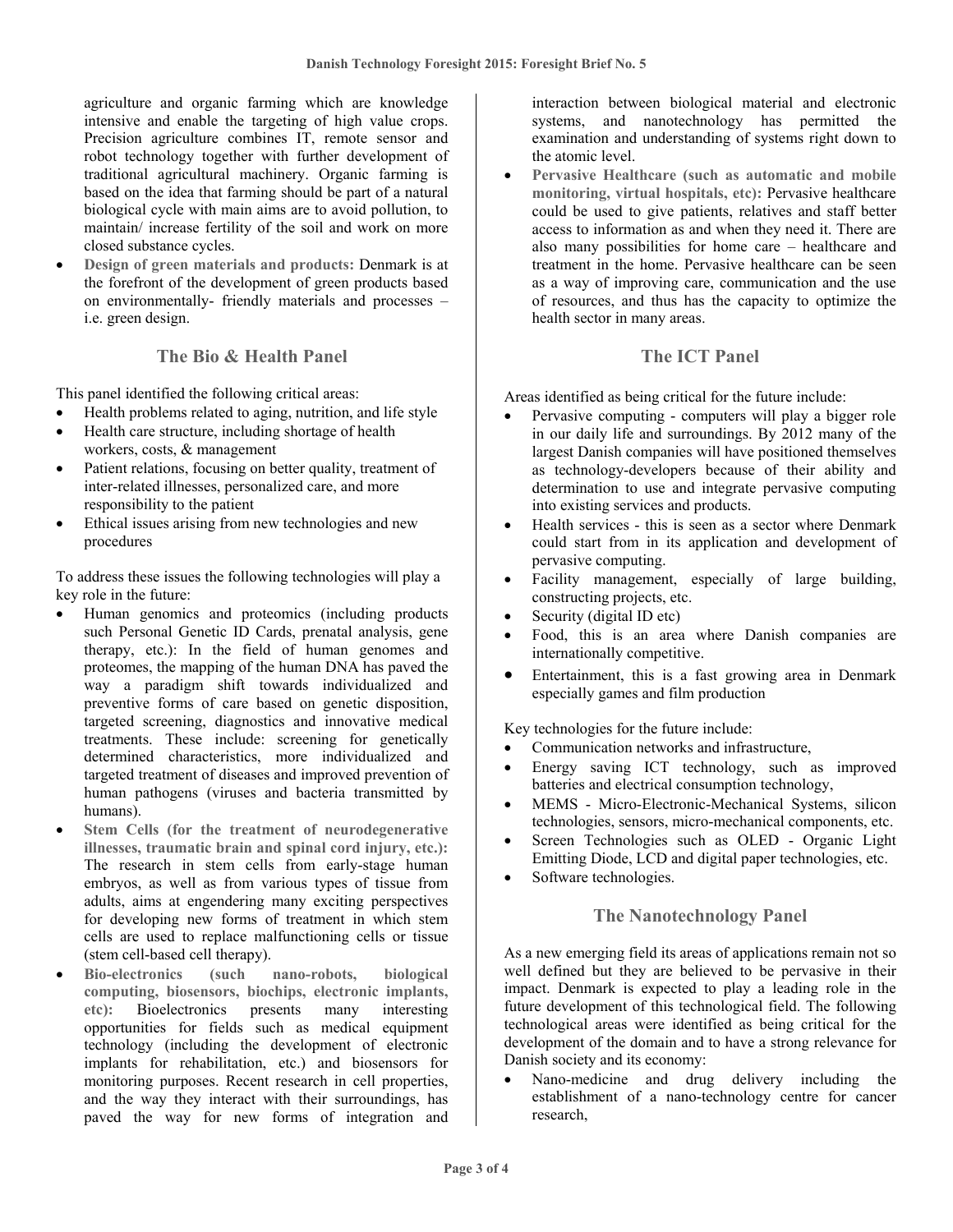agriculture and organic farming which are knowledge intensive and enable the targeting of high value crops. Precision agriculture combines IT, remote sensor and robot technology together with further development of traditional agricultural machinery. Organic farming is based on the idea that farming should be part of a natural biological cycle with main aims are to avoid pollution, to maintain/ increase fertility of the soil and work on more closed substance cycles.

- **Design of green materials and products:** Denmark is at the forefront of the development of green products based on environmentally- friendly materials and processes – i.e. green design.

## The Bio & Health Panel

This panel identified the following critical areas:

- Health problems related to aging, nutrition, and life style
- Health care structure, including shortage of health workers, costs, & management
- Patient relations, focusing on better quality, treatment of inter-related illnesses, personalized care, and more responsibility to the patient
- Ethical issues arising from new technologies and new procedures

To address these issues the following technologies will play a key role in the future:

- Human genomics and proteomics (including products such Personal Genetic ID Cards, prenatal analysis, gene therapy, etc.): In the field of human genomes and proteomes, the mapping of the human DNA has paved the way a paradigm shift towards individualized and preventive forms of care based on genetic disposition, targeted screening, diagnostics and innovative medical treatments. These include: screening for genetically determined characteristics, more individualized and targeted treatment of diseases and improved prevention of human pathogens (viruses and bacteria transmitted by humans).
- **Stem Cells (for the treatment of neurodegenerative illnesses, traumatic brain and spinal cord injury, etc.):** The research in stem cells from early-stage human embryos, as well as from various types of tissue from adults, aims at engendering many exciting perspectives for developing new forms of treatment in which stem cells are used to replace malfunctioning cells or tissue (stem cell-based cell therapy).
- **Bio-electronics (such nano-robots, biological computing, biosensors, biochips, electronic implants, etc):** Bioelectronics presents many interesting opportunities for fields such as medical equipment technology (including the development of electronic implants for rehabilitation, etc.) and biosensors for monitoring purposes. Recent research in cell properties, and the way they interact with their surroundings, has paved the way for new forms of integration and interaction between biological material and electronic systems, and nanotechnology has permitted the examination and understanding of systems right down to the atomic level.
- **Pervasive Healthcare (such as automatic and mobile monitoring, virtual hospitals, etc):** Pervasive healthcare could be used to give patients, relatives and staff better access to information as and when they need it. There are also many possibilities for home care – healthcare and treatment in the home. Pervasive healthcare can be seen as a way of improving care, communication and the use of resources, and thus has the capacity to optimize the health sector in many areas.

## The ICT Panel

Areas identified as being critical for the future include:

- Pervasive computing - computers will play a bigger role in our daily life and surroundings. By 2012 many of the largest Danish companies will have positioned themselves as technology-developers because of their ability and determination to use and integrate pervasive computing into existing services and products.
- Health services - this is seen as a sector where Denmark could start from in its application and development of pervasive computing.
- Facility management, especially of large building, constructing projects, etc.
- Security (digital ID etc)
- Food, this is an area where Danish companies are internationally competitive.
- Entertainment, this is a fast growing area in Denmark especially games and film production

Key technologies for the future include:

- Communication networks and infrastructure,
- Energy saving ICT technology, such as improved batteries and electrical consumption technology,
- MEMS - Micro-Electronic-Mechanical Systems, silicon technologies, sensors, micro-mechanical components, etc.
- Screen Technologies such as OLED - Organic Light Emitting Diode, LCD and digital paper technologies, etc.
- Software technologies.

## The Nanotechnology Panel

As a new emerging field its areas of applications remain not so well defined but they are believed to be pervasive in their impact. Denmark is expected to play a leading role in the future development of this technological field. The following technological areas were identified as being critical for the development of the domain and to have a strong relevance for Danish society and its economy:

- Nano-medicine and drug delivery including the establishment of a nano-technology centre for cancer research,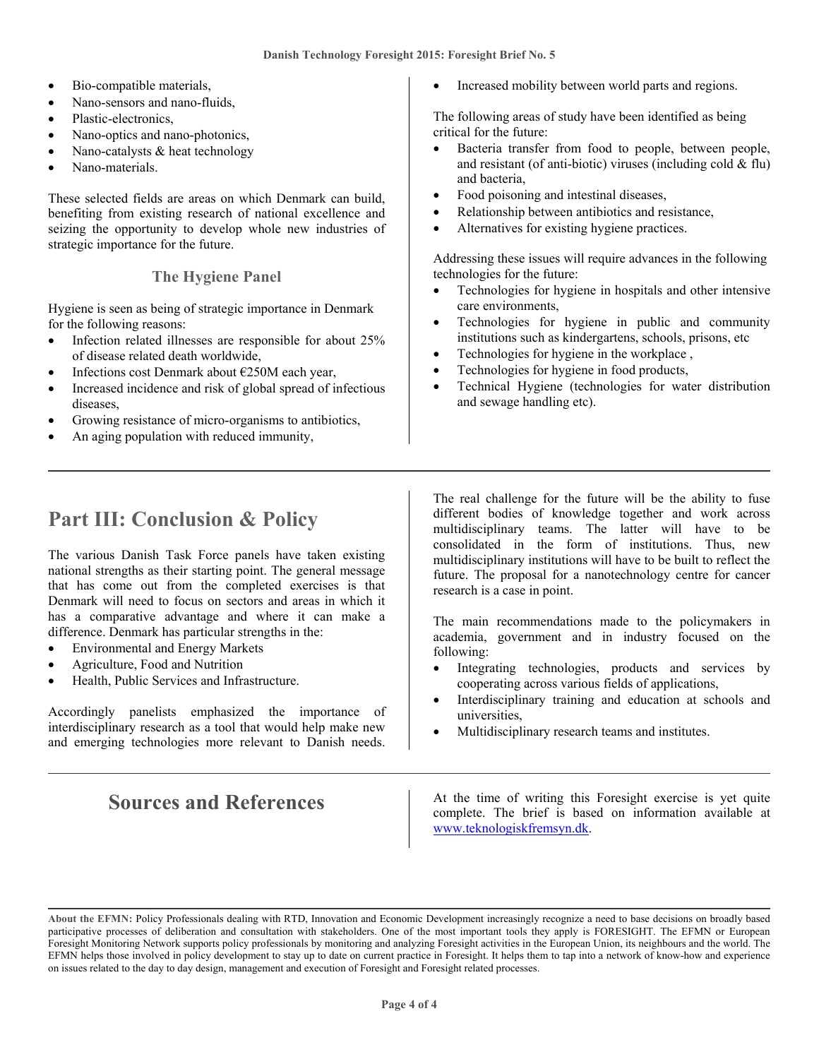- Bio-compatible materials,
- Nano-sensors and nano-fluids,
- Plastic-electronics,
- Nano-optics and nano-photonics,
- Nano-catalysts & heat technology
- Nano-materials.

These selected fields are areas on which Denmark can build, benefiting from existing research of national excellence and seizing the opportunity to develop whole new industries of strategic importance for the future.

### The Hygiene Panel

Hygiene is seen as being of strategic importance in Denmark for the following reasons:

- Infection related illnesses are responsible for about 25% of disease related death worldwide,
- Infections cost Denmark about €250M each year,
- Increased incidence and risk of global spread of infectious diseases,
- Growing resistance of micro-organisms to antibiotics,
- An aging population with reduced immunity,
- Increased mobility between world parts and regions.

The following areas of study have been identified as being critical for the future:

- Bacteria transfer from food to people, between people, and resistant (of anti-biotic) viruses (including cold & flu) and bacteria,
- Food poisoning and intestinal diseases,
- Relationship between antibiotics and resistance,
- Alternatives for existing hygiene practices.

Addressing these issues will require advances in the following technologies for the future:

- Technologies for hygiene in hospitals and other intensive care environments,
- Technologies for hygiene in public and community institutions such as kindergartens, schools, prisons, etc
- Technologies for hygiene in the workplace ,
- Technologies for hygiene in food products,
- Technical Hygiene (technologies for water distribution and sewage handling etc).

## Part III: Conclusion & Policy

The various Danish Task Force panels have taken existing national strengths as their starting point. The general message that has come out from the completed exercises is that Denmark will need to focus on sectors and areas in which it has a comparative advantage and where it can make a difference. Denmark has particular strengths in the:

- Environmental and Energy Markets
- Agriculture, Food and Nutrition
- Health, Public Services and Infrastructure.

Accordingly panelists emphasized the importance of interdisciplinary research as a tool that would help make new and emerging technologies more relevant to Danish needs. The real challenge for the future will be the ability to fuse different bodies of knowledge together and work across multidisciplinary teams. The latter will have to be consolidated in the form of institutions. Thus, new multidisciplinary institutions will have to be built to reflect the future. The proposal for a nanotechnology centre for cancer research is a case in point.

The main recommendations made to the policymakers in academia, government and in industry focused on the following:

- Integrating technologies, products and services by cooperating across various fields of applications,
- Interdisciplinary training and education at schools and universities,
- Multidisciplinary research teams and institutes.

## Sources and References

At the time of writing this Foresight exercise is yet quite complete. The brief is based on information available at [www.teknologiskfremsyn.dk](http://www.teknologiskfremsyn.dk).

**About the EFMN:** Policy Professionals dealing with RTD, Innovation and Economic Development increasingly recognize a need to base decisions on broadly based participative processes of deliberation and consultation with stakeholders. One of the most important tools they apply is FORESIGHT. The EFMN or European Foresight Monitoring Network supports policy professionals by monitoring and analyzing Foresight activities in the European Union, its neighbours and the world. The EFMN helps those involved in policy development to stay up to date on current practice in Foresight. It helps them to tap into a network of know-how and experience on issues related to the day to day design, management and execution of Foresight and Foresight related processes.